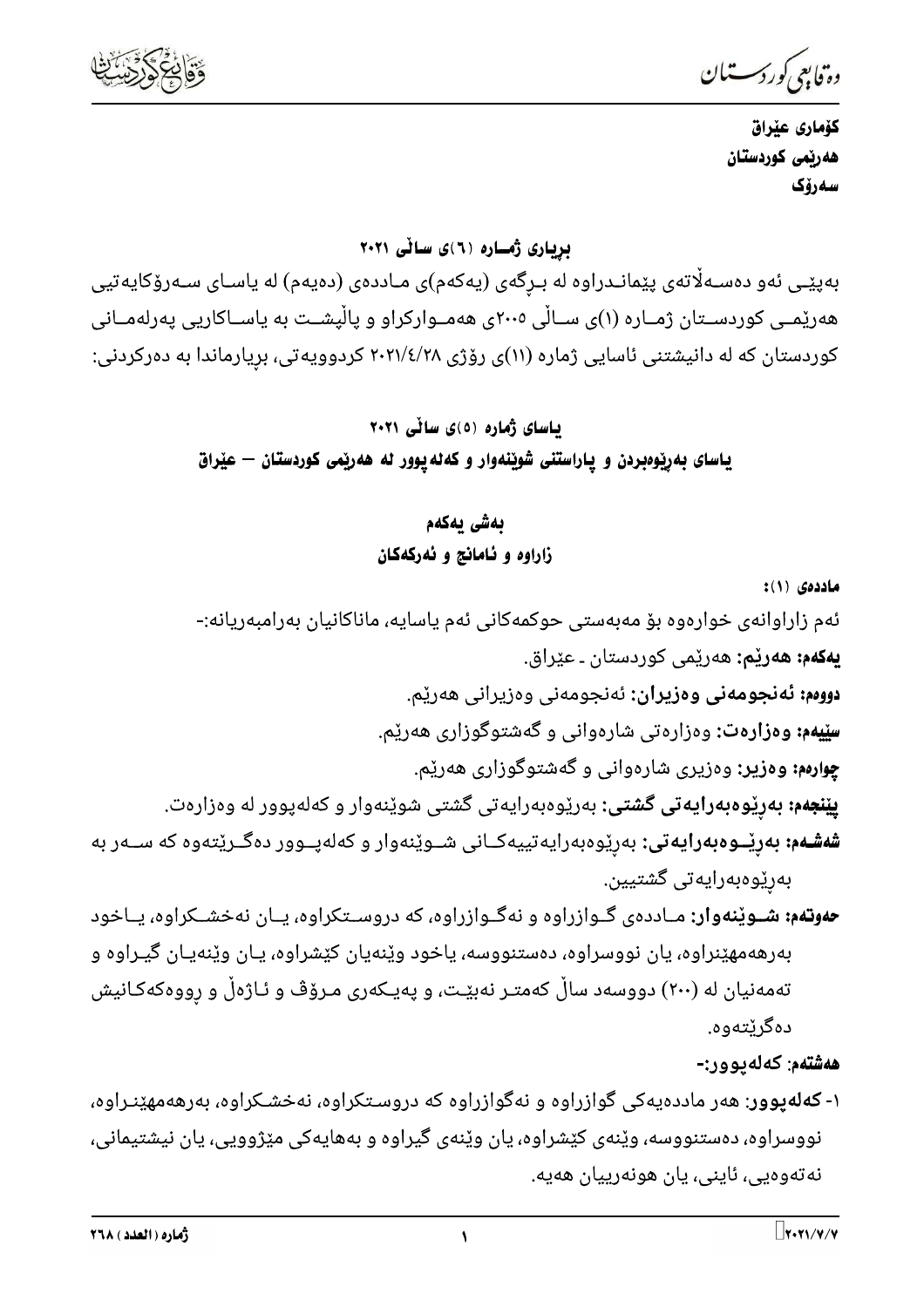**کۆماری عێراق**
**هەرێمی کوردستان**
**سەرۆک**

## بڕیاری ژمــارە (٦)ی ساڵی ٢٠٢١

بەپێـی ئەو دەسـەڵاتەی پێمانـدراوە لە بـڕگەی (یەکەم)ی مـاددەی (دەیەم) لە یاسـای سـەرۆکایەتیی هەرێمـی کوردسـتان ژمـارە (١)ی سـاڵی ٢٠٠٥ی هەمـوارکراو و پاڵپشـت بە یاسـاکاریی پەرلەمـانی کوردستان کە لە دانیشتنی ئاسایی ژمارە (١١)ی ڕۆژی ٢٠٢١/٤/٢٨ کردوویەتی، بڕیارماندا بە دەرکردنی:

## یاسای ژمارە (٥)ی ساڵی ٢٠٢١
## یاسای بەڕێوەبردن و پاراستنی شوێنەوار و کەلەپوور لە هەرێمی کوردستان – عێراق

### بەشی یەکەم
### زاراوە و ئامانج و ئەرکەکان

**ماددەی (١):**

ئەم زاراوانەی خوارەوە بۆ مەبەستی حوکمەکانی ئەم یاسایە، ماناکانیان بەرامبەریانە:-

**یەکەم: هەرێم:** هەرێمی کوردستان ـ عێراق.

**دووەم: ئەنجومەنی وەزیران:** ئەنجومەنی وەزیرانی هەرێم.

**سێیەم: وەزارەت:** وەزارەتی شارەوانی و گەشتوگوزاری هەرێم.

**چوارەم: وەزیر:** وەزیری شارەوانی و گەشتوگوزاری هەرێم.

**پێنجەم: بەڕێوەبەرایەتی گشتی:** بەڕێوەبەرایەتی گشتی شوێنەوار و کەلەپوور لە وەزارەت.

**شەشـەم: بەڕێـوەبەرایەتی:** بەڕێوەبەرایەتییەکـانی شـوێنەوار و کەلەپـوور دەگـرێتەوە کە سـەر بە بەڕێوەبەرایەتی گشتیین.

**حەوتەم: شـوێنەوار:** مـاددەی گـوازراوە و نەگـوازراوە، کە دروسـتکراوە، یـان نەخشـکراوە، یـاخود بەرهەمهێنراوە، یان نووسراوە، دەستنووسە، یاخود وێنەیان کێشراوە، یـان وێنەیـان گیـراوە و تەمەنیان لە (٢٠٠) دووسەد ساڵ کەمتـر نەبێـت، و پەیـکەری مـرۆڤ و ئـاژەڵ و ڕووەکەکـانیش دەگرێتەوە.

**هەشتەم: کەلەپوور:-**

١- **کەلەپوور**: هەر ماددەیەکی گوازراوە و نەگوازراوە کە دروسـتکراوە، نەخشـکراوە، بەرهەمهێنـراوە، نووسراوە، دەستنووسە، وێنەی کێشراوە، یان وێنەی گیراوە و بەهایەکی مێژوویی، یان نیشتیمانی، نەتەوەیی، ئاینی، یان هونەرییان هەیە.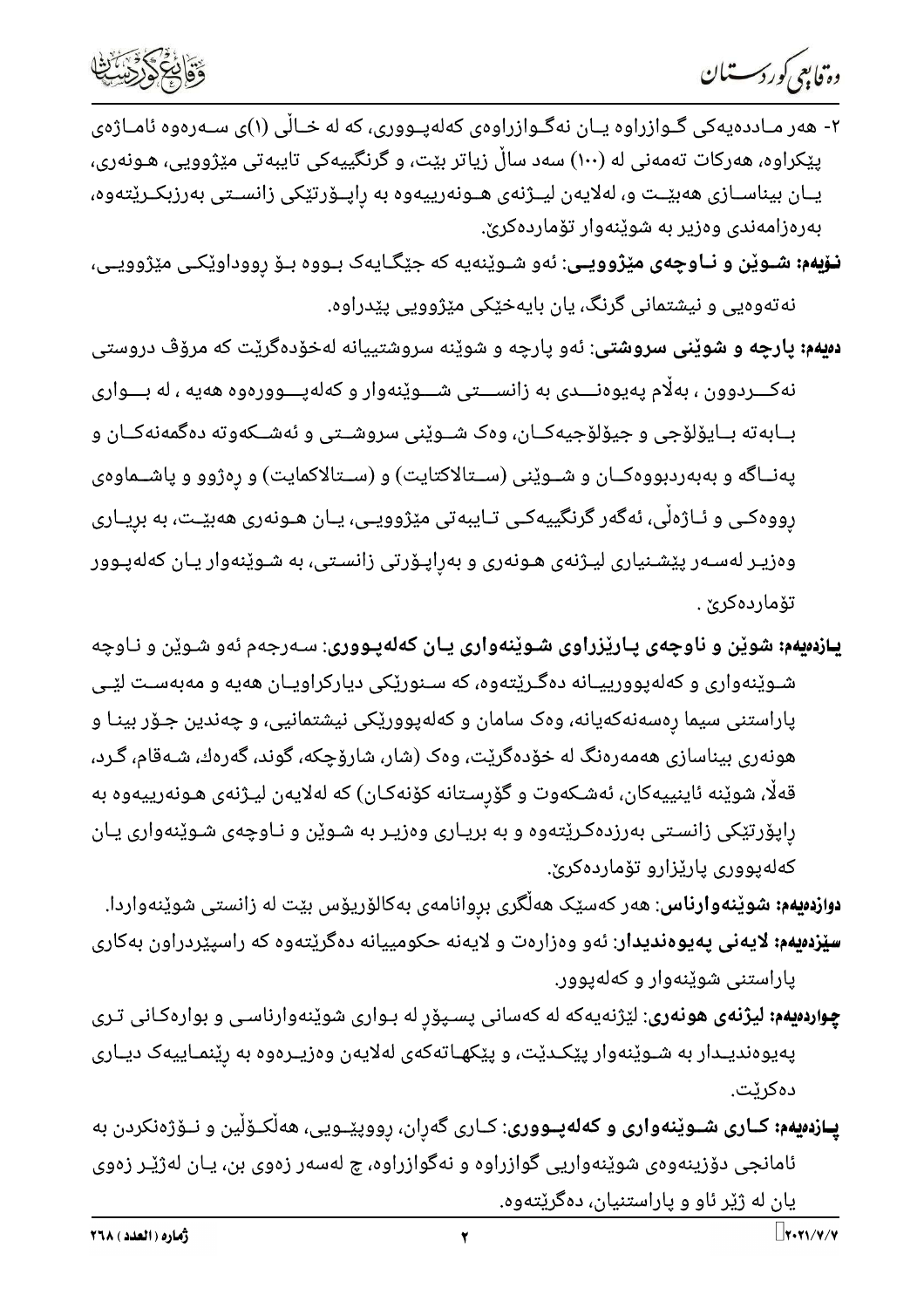٢- هەر ماددەیەکی گوازراوە یان نەگوازراوەی کەلەپووری، کە لە خاڵی (١)ی سەرەوە ئاماژەی پێکراوە، هەرکات تەمەنی لە (١٠٠) سەد ساڵ زیاتر بێت، و گرنگییەکی تایبەتی مێژوویی، هونەری، یان بیناسازی هەبێت و، لەلایەن لیژنەی هونەرییەوە بە ڕاپۆرتێکی زانستی بەرزبکرێتەوە، بەرەزامەندی وەزیر بە شوێنەوار تۆماردەکرێ.

**نۆیەم: شوێن و ناوچەی مێژوویی**: ئەو شوێنەیە کە جێگایەک بووە بۆ ڕووداوێکی مێژوویی، نەتەوەیی و نیشتمانی گرنگ، یان بایەخێکی مێژوویی پێدراوە.

**دەیەم: پارچە و شوێنی سروشتی**: ئەو پارچە و شوێنە سروشتییانە لەخۆدەگرێت کە مرۆڤ دروستی نەکردوون ، بەڵام پەیوەندی بە زانستی شوێنەوار و کەلەپوورەوە هەیە ، لە بواری بایەتە بایۆلۆجی و جیۆلۆجیەکان، وەک شوێنی سروشتی و ئەشکەوتە دەگمەنەکان و پەناگە و بەبەردبووەکان و شوێنی (ستالاکتایت) و (ستالاکمایت) و ڕەژوو و پاشماوەی ڕووەکی و ئاژەڵی، ئەگەر گرنگییەکی تایبەتی مێژوویی، یان هونەری هەبێت، بە بڕیاری وەزیر لەسەر پێشنیاری لیژنەی هونەری و بەڕاپۆرتی زانستی، بە شوێنەوار یان کەلەپوور تۆماردەکرێ .

**یازدەیەم: شوێن و ناوچەی پارێزراوی شوێنەواری یان کەلەپووری**: سەرجەم ئەو شوێن و ناوچە شوێنەواری و کەلەپوورییانە دەگرێتەوە، کە سنورێکی دیارکراویان هەیە و مەبەست لێی پاراستنی سیما ڕەسەنەکەیانە، وەک سامان و کەلەپوورێکی نیشتمانیی، و چەندین جۆر بینا و هونەری بیناسازی هەمەڕەنگ لە خۆدەگرێت، وەک (شار، شارۆچکە، گوند، گەڕەك، شەقام، گرد، قەڵا، شوێنە ئاینییەکان، ئەشکەوت و گۆڕستانە کۆنەکان) کە لەلایەن لیژنەی هونەرییەوە بە ڕاپۆرتێکی زانستی بەرزدەکرێتەوە و بە بڕیاری وەزیر بە شوێن و ناوچەی شوێنەواری یان کەلەپووری پارێزارو تۆماردەکرێ.

**دوازدەیەم: شوێنەوارناس**: هەر کەسێک هەڵگری بڕوانامەی بەکالۆریۆس بێت لە زانستی شوێنەواردا.

**سێزدەیەم: لایەنی پەیوەندیدار**: ئەو وەزارەت و لایەنە حکومییانە دەگرێتەوە کە ڕاسپێردراون بەکاری پاراستنی شوێنەوار و کەلەپوور.

**چواردەیەم: لیژنەی هونەری**: لیژنەیەکە لە کەسانی پسپۆڕ لە بواری شوێنەوارناسی و بوارەکانی تری پەیوەندیدار بە شوێنەوار پێکدێت، و پێکهاتەکەی لەلایەن وەزیرەوە بە ڕێنماییەک دیاری دەکرێت.

**پازدەیەم: کاری شوێنەواری و کەلەپووری**: کاری گەڕان، ڕووپێویی، هەڵکۆڵین و نۆژەنکردن بە ئامانجی دۆزینەوەی شوێنەواریی گوازراوە و نەگوازراوە، چ لەسەر زەوی بن، یان لەژێر زەوی یان لە ژێر ئاو و پاراستنیان، دەگرێتەوە.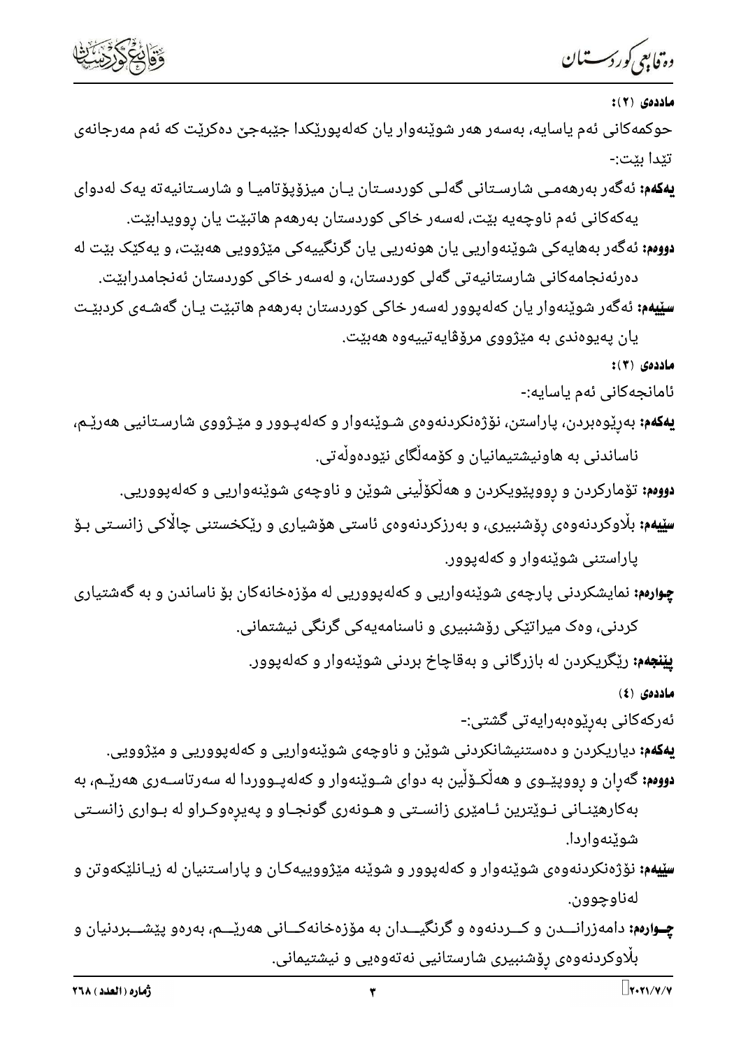**ماددەی (٢):**

حوکمەکانی ئەم یاسایە، بەسەر هەر شوێنەوار یان کەلەپوورێکدا جێبەجێ دەکرێت کە ئەم مەرجانەی تێدا بێت:-

**یەکەم:** ئەگەر بەرهەمی شارستانی گەلی کوردستان یان میزۆپۆتامیا و شارستانیەتە یەک لەدوای یەکەکانی ئەم ناوچەیە بێت، لەسەر خاکی کوردستان بەرهەم هاتبێت یان ڕوویدابێت.

**دووەم:** ئەگەر بەهایەکی شوێنەواریی یان هونەریی یان گرنگییەکی مێژوویی هەبێت، و یەکێک بێت لە دەرئەنجامەکانی شارستانیەتی گەلی کوردستان، و لەسەر خاکی کوردستان ئەنجامدرابێت.

**سێیەم:** ئەگەر شوێنەوار یان کەلەپوور لەسەر خاکی کوردستان بەرهەم هاتبێت یان گەشەی کردبێت یان پەیوەندی بە مێژووی مرۆڤایەتییەوە هەبێت.

**ماددەی (٣):**

ئامانجەکانی ئەم یاسایە:-

**یەکەم:** بەڕێوەبردن، پاراستن، نۆژەنکردنەوەی شوێنەوار و کەلەپوور و مێژووی شارستانیی هەرێم، ناساندنی بە هاونیشتیمانیان و کۆمەڵگای نێودەوڵەتی.

**دووەم:** تۆمارکردن و ڕووپێویکردن و هەڵکۆڵینی شوێن و ناوچەی شوێنەواریی و کەلەپووریی.

**سێیەم:** بڵاوکردنەوەی ڕۆشنبیری، و بەرزکردنەوەی ئاستی هۆشیاری و ڕێکخستنی چالاکی زانستی بۆ پاراستنی شوێنەوار و کەلەپوور.

**چوارەم:** نمایشکردنی پارچەی شوێنەواریی و کەلەپووریی لە مۆزەخانەکان بۆ ناساندن و بە گەشتیاری کردنی، وەک میراتێکی ڕۆشنبیری و ناسنامەیەکی گرنگی نیشتمانی.

**پێنجەم:** ڕێگریکردن لە بازرگانی و بەقاچاخ بردنی شوێنەوار و کەلەپوور.

**ماددەی (٤)**

ئەرکەکانی بەڕێوەبەرایەتی گشتی:-

**یەکەم:** دیاریکردن و دەستنیشانکردنی شوێن و ناوچەی شوێنەواریی و کەلەپووریی و مێژوویی.

**دووەم:** گەڕان و ڕووپێوی و هەڵکۆڵین بە دوای شوێنەوار و کەلەپووردا لە سەرتاسەری هەرێم، بە بەکارهێنانی نوێترین ئامێری زانستی و هونەری گونجاو و پەیڕەوکراو لە بواری زانستی شوێنەواردا.

**سێیەم:** نۆژەنکردنەوەی شوێنەوار و کەلەپوور و شوێنە مێژووییەکان و پاراستنیان لە زیانلێکەوتن و لەناوچوون.

**چوارەم:** دامەزراندن و کردنەوە و گرنگیدان بە مۆزەخانەکانی هەرێم، بەرەو پێشبردنیان و بڵاوکردنەوەی ڕۆشنبیری شارستانیی نەتەوەیی و نیشتیمانی.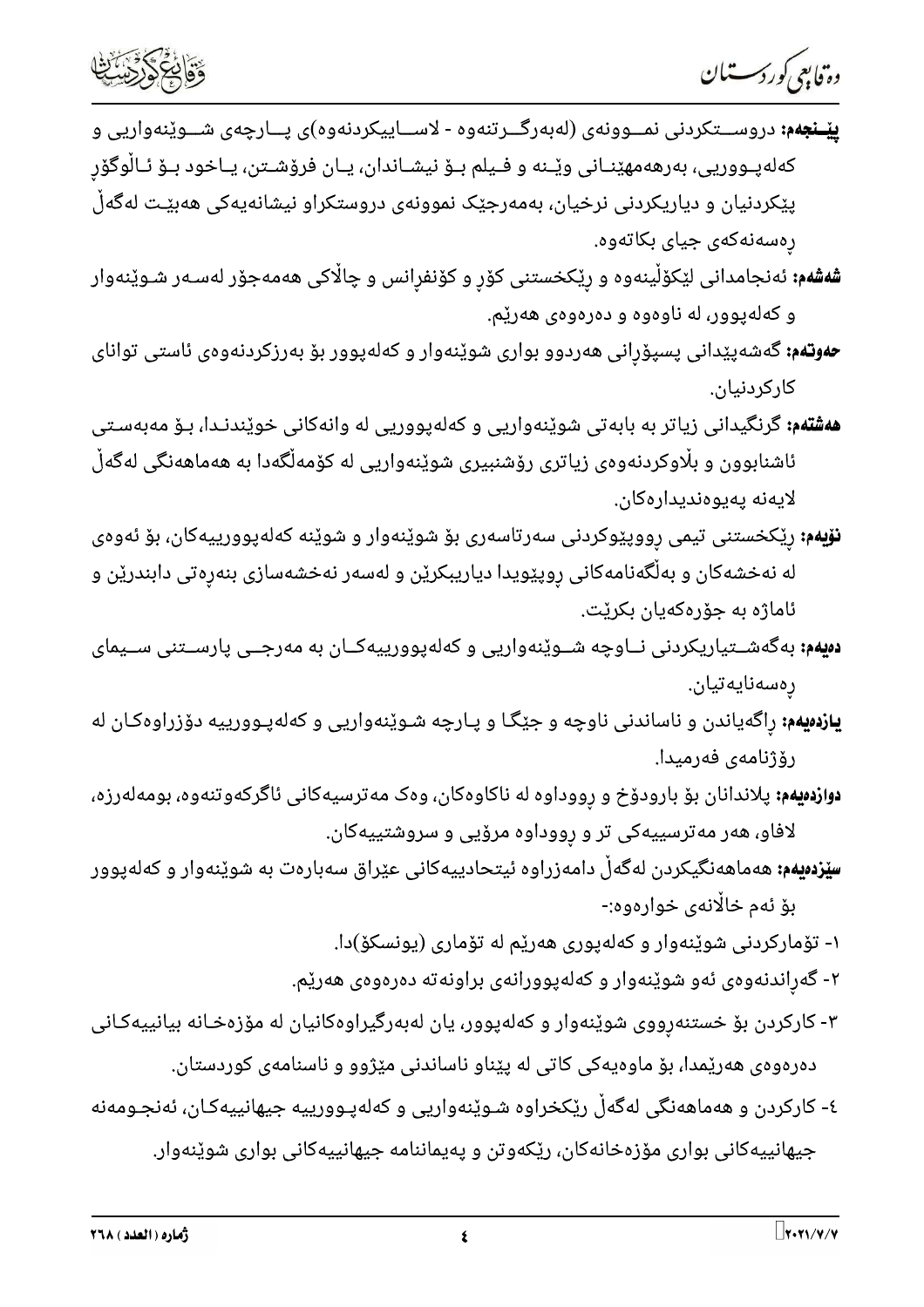**پێنجەم:** دروستکردنی نموونەی (لەبەرگرتنەوە - لاساییکردنەوە)ی پارچەی شوێنەواریی و کەلەپووریی، بەرهەمهێنانی وێنە و فیلم بۆ نیشاندان، یان فرۆشتن، یاخود بۆ ئاڵوگۆڕ پێکردنیان و دیاریکردنی نرخیان، بەمەرجێک نموونەی دروستکراو نیشانەیەکی هەبێت لەگەڵ ڕەسەنەکەی جیای بکاتەوە.

**شەشەم:** ئەنجامدانی لێکۆڵینەوە و ڕێکخستنی کۆڕ و کۆنفرانس و چالاکی هەمەجۆر لەسەر شوێنەوار و کەلەپوور، لە ناوەوە و دەرەوەی هەرێم.

**حەوتەم:** گەشەپێدانی پسپۆڕانی هەردوو بواری شوێنەوار و کەلەپوور بۆ بەرزکردنەوەی ئاستی توانای کارکردنیان.

**هەشتەم:** گرنگیدانی زیاتر بە بابەتی شوێنەواریی و کەلەپووریی لە وانەکانی خوێندندا، بۆ مەبەستی ئاشنابوون و بڵاوکردنەوەی زیاتری رۆشنبیری شوێنەواریی لە کۆمەڵگەدا بە هەماهەنگی لەگەڵ لایەنە پەیوەندیدارەکان.

**نۆیەم:** ڕێکخستنی تیمی ڕووپێوکردنی سەرتاسەری بۆ شوێنەوار و شوێنە کەلەپوورییەکان، بۆ ئەوەی لە نەخشەکان و بەڵگەنامەکانی ڕوپێویدا دیاریبکرێن و لەسەر نەخشەسازی بنەڕەتی دابندرێن و ئاماژە بە جۆرەکەیان بکرێت.

**دەیەم:** بەگەشتیاریکردنی ناوچە شوێنەواریی و کەلەپوورییەکان بە مەرجی پارستنی سیمای ڕەسەنایەتیان.

**یازدەیەم:** ڕاگەیاندن و ناساندنی ناوچە و جێگا و پارچە شوێنەواریی و کەلەپوورییە دۆزراوەکان لە ڕۆژنامەی فەرمیدا.

**دوازدەیەم:** پلاندانان بۆ بارودۆخ و ڕووداوە لە ناکاوەکان، وەک مەترسیەکانی ئاگرکەوتنەوە، بومەلەرزە، لافاو، هەر مەترسییەکی تر و ڕووداوە مرۆیی و سروشتییەکان.

**سێزدەیەم:** هەماهەنگیکردن لەگەڵ دامەزراوە ئیتحادییەکانی عێراق سەبارەت بە شوێنەوار و کەلەپوور بۆ ئەم خاڵانەی خوارەوە:-

١- تۆمارکردنی شوێنەوار و کەلەپوری هەرێم لە تۆماری (یونسکۆ)دا.

٢- گەڕاندنەوەی ئەو شوێنەوار و کەلەپوورانەی براونەتە دەرەوەی هەرێم.

٣- کارکردن بۆ خستنەڕووی شوێنەوار و کەلەپوور، یان لەبەرگیراوەکانیان لە مۆزەخانە بیانییەکانی دەرەوەی هەرێمدا، بۆ ماوەیەکی کاتی لە پێناو ناساندنی مێژوو و ناسنامەی کوردستان.

٤- کارکردن و هەماهەنگی لەگەڵ ڕێکخراوە شوێنەواریی و کەلەپوورییە جیهانییەکان، ئەنجومەنە جیهانییەکانی بواری مۆزەخانەکان، ڕێکەوتن و پەیماننامە جیهانییەکانی بواری شوێنەوار.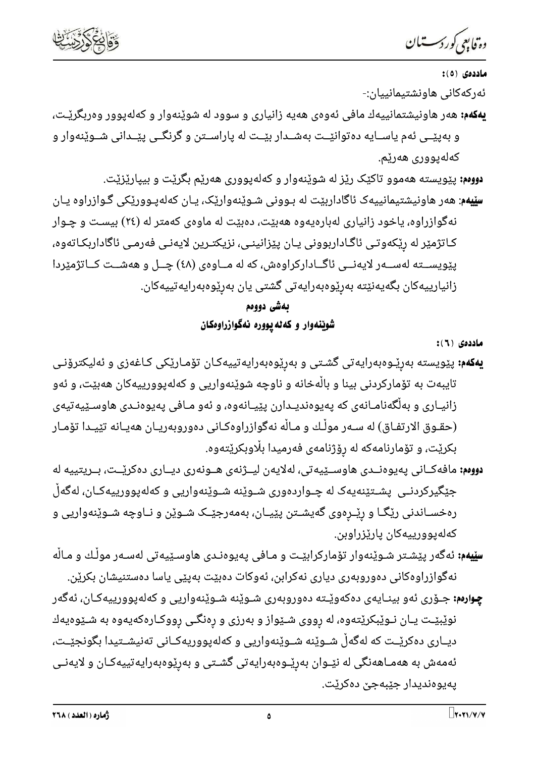**ماددەی (٥):**

ئەرکەکانی هاونشتیمانییان:-

**یەکەم:** هەر هاونیشتمانییەك مافی ئەوەی هەیە زانیاری و سوود لە شوێنەوار و کەلەپوور وەربگرێت، و بەپێی ئەم یاسایە دەتوانێت بەشدار بێت لە پاراستن و گرنگی پێدانی شوێنەوار و کەلەپووری هەرێم.

**دووەم:** پێویستە هەموو تاکێک ڕێز لە شوێنەوار و کەلەپووری هەرێم بگرێت و بیپارێزێت.

**سێیەم:** هەر هاونیشتیمانییەک ئاگاداربێت لە بوونی شوێنەوارێک، یان کەلەپوورێکی گوازراوە یان نەگوازراوە، یاخود زانیاری لەبارەیەوە هەبێت، دەبێت لە ماوەی کەمتر لە (٢٤) بیست و چوار کاتژمێر لە ڕێکەوتی ئاگاداربوونی یان پێزانینی، نزیکترین لایەنی فەرمی ئاگاداربکاتەوە، پێویستە لەسەر لایەنی ئاگادارکراوەش، کە لە ماوەی (٤٨) چل و هەشت کاتژمێردا زانیارییەکان بگەیەنێتە بەڕێوەبەرایەتی گشتی یان بەڕێوەبەرایەتییەکان.

## بەشی دووەم

## شوێنەوار و کەلەپوورە نەگوازراوەکان

**ماددەی (٦):**

**یەکەم:** پێویستە بەڕێوەبەرایەتی گشتی و بەڕێوەبەرایەتییەکان تۆمارێکی کاغەزی و ئەلیکترۆنی تایبەت بە تۆمارکردنی بینا و باڵەخانە و ناوچە شوێنەواریی و کەلەپوورییەکان هەبێت، و ئەو زانیاری و بەڵگەنامانەی کە پەیوەندیدارن پێیانەوە، و ئەو مافی پەیوەندی هاوسێیەتیەی (حقوق الارتفاق) لە سەر موڵك و ماڵە نەگوازراوەکانی دەوروبەریان هەیانە تێیدا تۆمار بکرێت، و تۆمارنامەکە لە ڕۆژنامەی فەرمیدا بڵاوبکرێتەوە.

**دووەم:** مافەکانی پەیوەندی هاوسێیەتی، لەلایەن لیژنەی هونەری دیاری دەکرێت، بریتییە لە جێگیرکردنی پشتێنەیەک لە چواردەوری شوێنە شوێنەواریی و کەلەپوورییەکان، لەگەڵ رەخساندنی ڕێگا و ڕێڕەوی گەیشتن پێیان، بەمەرجێک شوێن و ناوچە شوێنەواریی و کەلەپوورییەکان پارێزراوبن.

**سێیەم:** ئەگەر پێشتر شوێنەوار تۆمارکرابێت و مافی پەیوەندی هاوسێیەتی لەسەر موڵك و ماڵە نەگوازراوەکانی دەوروبەری دیاری نەکرابن، ئەوکات دەبێت بەپێی یاسا دەستنیشان بکرێن.

**چوارەم:** جۆری ئەو بینایەی دەکەوێتە دەوروبەری شوێنە شوێنەواریی و کەلەپوورییەکان، ئەگەر نوێبێت یان نوێبکرێتەوە، لە ڕووی شێواز و بەرزی و ڕەنگی ڕووکارەکەیەوە بە شێوەیەك دیاری دەکرێت کە لەگەڵ شوێنە شوێنەواریی و کەلەپوورییەکانی تەنیشتیدا بگونجێت، ئەمەش بە هەماهەنگی لە نێوان بەڕێوەبەرایەتی گشتی و بەڕێوەبەرایەتییەکان و لایەنی پەیوەندیدار جێبەجێ دەکرێت.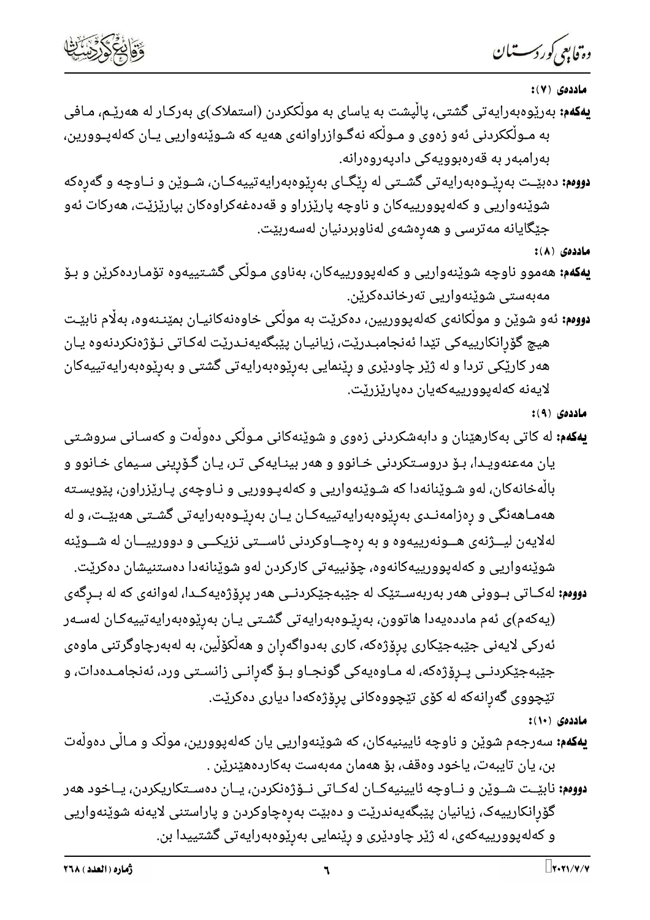**ماددەی (٧):**

**یەکەم:** بەڕێوەبەرایەتی گشتی، پاڵپشت بە یاسای بە موڵککردن (استملاک)ی بەرکار لە هەرێم، مافی بە موڵککردنی ئەو زەوی و موڵکە نەگوازراوانەی هەیە کە شوێنەواریی یان کەلەپوورین، بەرامبەر بە قەرەبوویەکی دادپەروەرانە.

**دووەم:** دەبێت بەڕێوەبەرایەتی گشتی لە ڕێگای بەڕێوەبەرایەتییەکان، شوێن و ناوچە و گەڕەکە شوێنەواریی و کەلەپوورییەکان و ناوچە پارێزراو و قەدەغەکراوەکان بپارێزێت، هەرکات ئەو جێگایانە مەترسی و هەڕەشەی لەناوبردنیان لەسەربێت.

**ماددەی (٨):**

**یەکەم:** هەموو ناوچە شوێنەواریی و کەلەپوورییەکان، بەناوی موڵکی گشتییەوە تۆماردەکرێن و بۆ مەبەستی شوێنەواریی تەرخاندەکرێن.

**دووەم:** ئەو شوێن و موڵکانەی کەلەپووریین، دەکرێت بە موڵکی خاوەنەکانیان بمێننەوە، بەڵام نابێت هیچ گۆڕانکارییەکی تێدا ئەنجامبدرێت، زیانیان پێبگەیەندرێت لەکاتی نۆژەنکردنەوە یان هەر کارێکی تردا و لە ژێر چاودێری و ڕێنمایی بەڕێوەبەرایەتی گشتی و بەڕێوەبەرایەتییەکان لایەنە کەلەپوورییەکەیان دەپارێزرێت.

**ماددەی (٩):**

**یەکەم:** لە کاتی بەکارهێنان و دابەشکردنی زەوی و شوێنەکانی موڵکی دەوڵەت و کەسانی سروشتی یان مەعنەویدا، بۆ دروستکردنی خانوو و هەر بینایەکی تر، یان گۆڕینی سیمای خانوو و باڵەخانەکان، لەو شوێنانەدا کە شوێنەواریی و کەلەپووریی و ناوچەی پارێزراون، پێویستە هەماهەنگی و ڕەزامەندی بەڕێوەبەرایەتییەکان یان بەڕێوەبەرایەتی گشتی هەبێت، و لە لەلایەن لیژنەی هونەرییەوە و بە ڕەچاوکردنی ئاستی نزیکی و دوورییان لە شوێنە شوێنەواریی و کەلەپوورییەکانەوە، چۆنییەتی کارکردن لەو شوێنانەدا دەستنیشان دەکرێت.

**دووەم:** لەکاتی بوونی هەر بەربەستێک لە جێبەجێکردنی هەر پرۆژەیەکدا، لەوانەی کە لە بڕگەی (یەکەم)ی ئەم ماددەیەدا هاتوون، بەڕێوەبەرایەتی گشتی یان بەڕێوەبەرایەتییەکان لەسەر ئەرکی لایەنی جێبەجێکاری پرۆژەکە، کاری بەدواگەڕان و هەڵکۆڵین، بە لەبەرچاوگرتنی ماوەی جێبەجێکردنی پرۆژەکە، لە ماوەیەکی گونجاو بۆ گەڕانی زانستی ورد، ئەنجامدەدات، و تێچووی گەڕانەکە لە کۆی تێچووەکانی پرۆژەکەدا دیاری دەکرێت.

**ماددەی (١٠):**

**یەکەم:** سەرجەم شوێن و ناوچە ئایینیەکان، کە شوێنەواریی یان کەلەپوورین، موڵک و ماڵی دەوڵەت بن، یان تایبەت، یاخود وەقف، بۆ هەمان مەبەست بەکاردەهێنرێن .

**دووەم:** نابێت شوێن و ناوچە ئایینیەکان لەکاتی نۆژەنکردن، یان دەستکاریکردن، یاخود هەر گۆڕانکارییەک، زیانیان پێبگەیەندرێت و دەبێت بەڕەچاوکردن و پاراستنی لایەنە شوێنەواریی و کەلەپوورییەکەی، لە ژێر چاودێری و ڕێنمایی بەڕێوەبەرایەتی گشتییدا بن.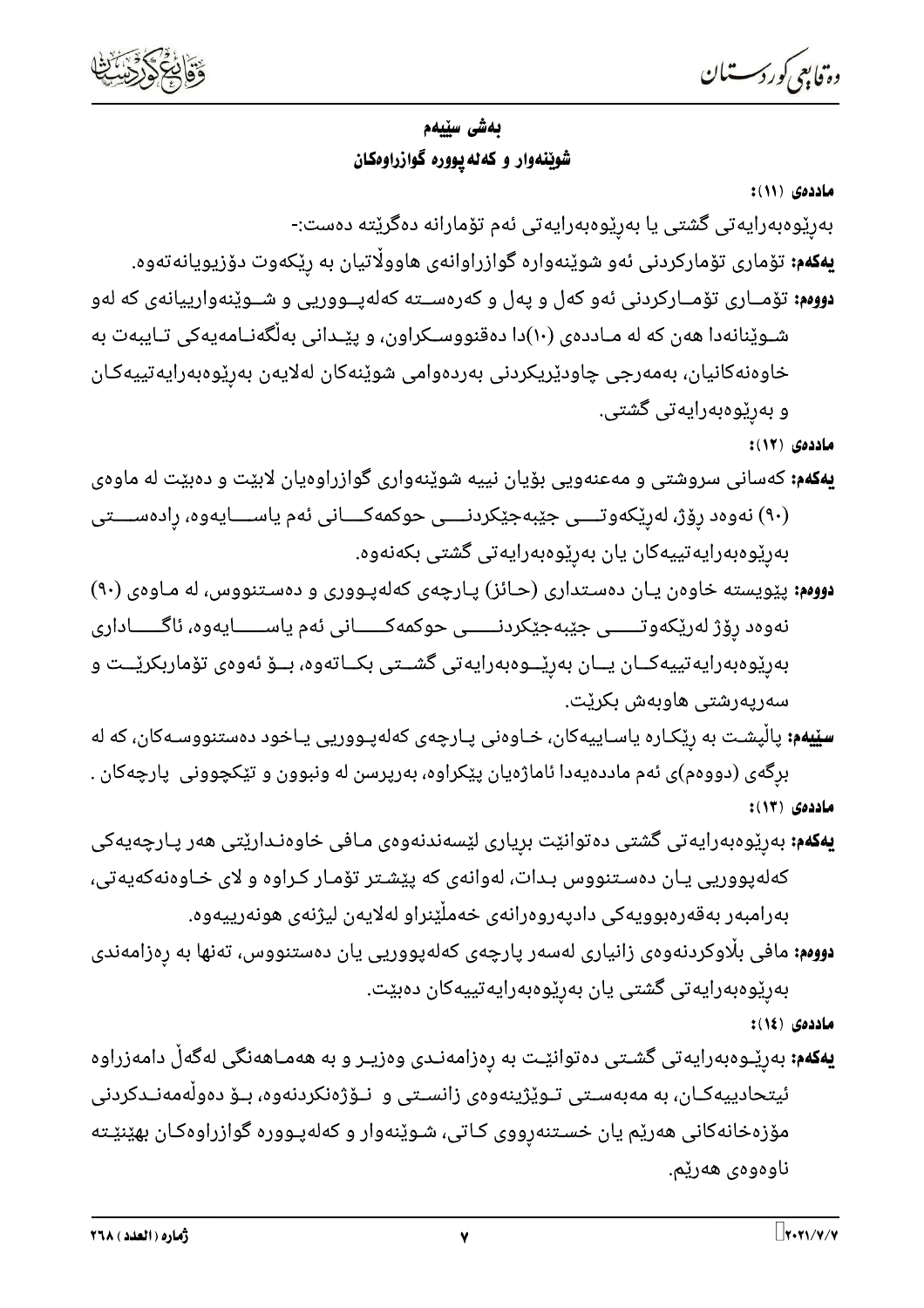## بەشی سێیەم
## شوێنەوار و کەلەپوورە گوازراوەکان

**ماددەی (١١):**

بەڕێوەبەرایەتی گشتی یا بەڕێوەبەرایەتی ئەم تۆمارانە دەگرێتە دەست:-

**یەکەم:** تۆماری تۆمارکردنی ئەو شوێنەوارە گوازراوانەی هاووڵاتیان بە ڕێکەوت دۆزیویانەتەوە.

**دووەم:** تۆمـاری تۆمـارکردنی ئەو کەل و پەل و کەرەسـتە کەلەپـووریی و شـوێنەوارییانەی کە لەو شـوێنانەدا هەن کە لە مـاددەی (١٠)دا دەقنووسـکراون، و پێـدانی بەڵگەنـامەیەکی تـایبەت بە خاوەنەکانیان، بەمەرجی چاودێریکردنی بەردەوامی شوێنەکان لەلایەن بەڕێوەبەرایەتییەکـان و بەڕێوەبەرایەتی گشتی.

**ماددەی (١٢):**

**یەکەم:** کەسانی سروشتی و مەعنەویی بۆیان نییە شوێنەواری گوازراوەیان لابێت و دەبێت لە ماوەی (٩٠) نەوەد ڕۆژ، لەڕێکەوتـی جێبەجێکردنـی حوکمەکـانی ئەم یاسـایەوە، ڕادەسـتی بەڕێوەبەرایەتییەکان یان بەڕێوەبەرایەتی گشتی بکەنەوە.

**دووەم:** پێویستە خاوەن یـان دەسـتداری (حـائز) پـارچەی کەلەپـووری و دەسـتنووس، لە مـاوەی (٩٠) نەوەد ڕۆژ لەڕێکەوتـی جێبەجێکردنـی حوکمەکـانی ئەم یاسـایەوە، ئاگـاداری بەڕێوەبەرایەتییەکـان یـان بەڕێـوەبەرایەتی گشـتی بکـاتەوە، بـۆ ئەوەی تۆماربکرێـت و سەرپەرشتی هاوبەش بکرێت.

**سێیەم:** پاڵپشـت بە ڕێکـارە یاسـاییەکان، خـاوەنی پـارچەی کەلەپـووریی یـاخود دەستنووسـەکان، کە لە بڕگەی (دووەم)ی ئەم ماددەیەدا ئاماژەیان پێکراوە، بەرپرسن لە ونبوون و تێکچوونی پارچەکان .

**ماددەی (١٣):**

**یەکەم:** بەڕێوەبەرایەتی گشتی دەتوانێت بڕیاری لێسەندنەوەی مـافی خاوەنـدارێتی هەر پـارچەیەکی کەلەپووریی یـان دەسـتنووس بـدات، لەوانەی کە پێشـتر تۆمـار کـراوە و لای خـاوەنەکەیەتی، بەرامبەر بەقەرەبوویەکی دادپەروەرانەی خەمڵێنراو لەلایەن لیژنەی هونەرییەوە.

**دووەم:** مافی بڵاوکردنەوەی زانیاری لەسەر پارچەی کەلەپووریی یان دەستنووس، تەنها بە ڕەزامەندی بەڕێوەبەرایەتی گشتی یان بەڕێوەبەرایەتییەکان دەبێت.

**ماددەی (١٤):**

**یەکەم:** بەڕێـوەبەرایەتی گشـتی دەتوانێـت بە ڕەزامەنـدی وەزیـر و بە هەمـاهەنگی لەگەڵ دامەزراوە ئیتحادییەکـان، بە مەبەسـتی تـوێژینەوەی زانسـتی و نـۆژەنکردنەوە، بـۆ دەوڵەمەنـدکردنی مۆزەخانەکانی هەرێم یان خستنەڕووی کـاتی، شـوێنەوار و کەلەپـوورە گوازراوەکـان بهێنێـتە ناوەوەی هەرێم.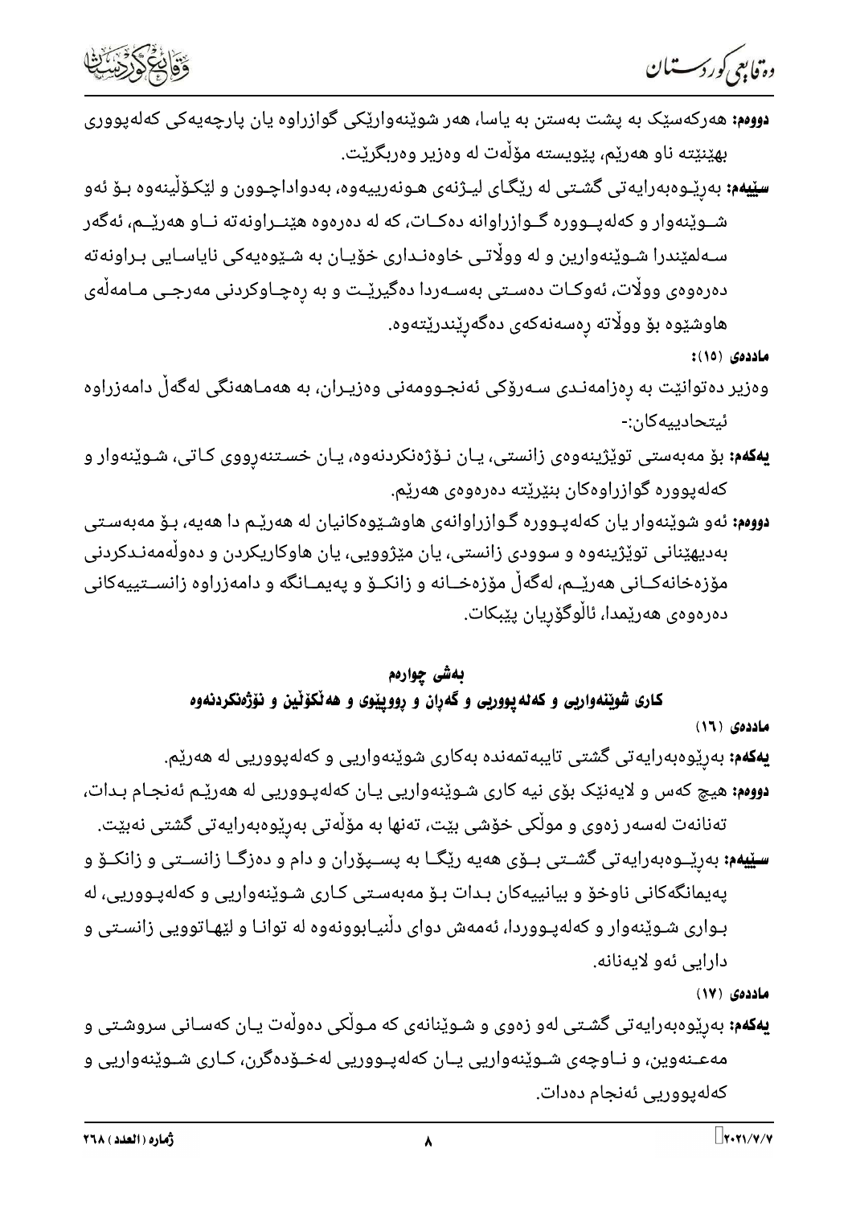**دووەم:** هەرکەسێک بە پشت بەستن بە یاسا، هەر شوێنەوارێکی گوازراوە یان پارچەیەکی کەلەپووری بهێنێتە ناو هەرێم، پێویستە مۆڵەت لە وەزیر وەربگرێت.

**سێیەم:** بەڕێوەبەرایەتی گشتی لە ڕێگای لیژنەی هونەرییەوە، بەدواداچوون و لێکۆڵینەوە بۆ ئەو شوێنەوار و کەلەپوورە گوازراوانە دەکات، کە لە دەرەوە هێنراونەتە ناو هەرێم، ئەگەر سەلمێندرا شوێنەوارین و لە وڵاتی خاوەنداری خۆیان بە شێوەیەکی نایاسایی براونەتە دەرەوەی وڵات، ئەوکات دەستی بەسەردا دەگیرێت و بە ڕەچاوکردنی مەرجی مامەڵەی هاوشێوە بۆ وڵاتە ڕەسەنەکەی دەگەڕێندرێتەوە.

**ماددەی (١٥):**

وەزیر دەتوانێت بە ڕەزامەندی سەرۆکی ئەنجوومەنی وەزیران، بە هەماهەنگی لەگەڵ دامەزراوە ئیتحادییەکان:-

**یەکەم:** بۆ مەبەستی توێژینەوەی زانستی، یان نۆژەنکردنەوە، یان خستنەڕووی کاتی، شوێنەوار و کەلەپوورە گوازراوەکان بنێرێتە دەرەوەی هەرێم.

**دووەم:** ئەو شوێنەوار یان کەلەپوورە گوازراوانەی هاوشێوەکانیان لە هەرێم دا هەیە، بۆ مەبەستی بەدیهێنانی توێژینەوە و سوودی زانستی، یان مێژوویی، یان هاوکاریکردن و دەوڵەمەندکردنی مۆزەخانەکانی هەرێم، لەگەڵ مۆزەخانە و زانکۆ و پەیمانگە و دامەزراوە زانستییەکانی دەرەوەی هەرێمدا، ئاڵوگۆڕیان پێبکات.

## بەشی چوارەم
## کاری شوێنەواریی و کەلەپووریی و گەڕان و ڕووپێوی و هەڵکۆڵین و نۆژەنکردنەوە

**ماددەی (١٦)**

**یەکەم:** بەڕێوەبەرایەتی گشتی تایبەتمەندە بەکاری شوێنەواریی و کەلەپووریی لە هەرێم.

**دووەم:** هیچ کەس و لایەنێک بۆی نیە کاری شوێنەواریی یان کەلەپووریی لە هەرێم ئەنجام بدات، تەنانەت لەسەر زەوی و موڵکی خۆشی بێت، تەنها بە مۆڵەتی بەڕێوەبەرایەتی گشتی نەبێت.

**سێیەم:** بەڕێوەبەرایەتی گشتی بۆی هەیە ڕێگا بە پسپۆڕان و دام و دەزگا زانستی و زانکۆ و پەیمانگەکانی ناوخۆ و بیانییەکان بدات بۆ مەبەستی کاری شوێنەواریی و کەلەپووریی، لە بواری شوێنەوار و کەلەپووردا، ئەمەش دوای دڵنیابوونەوە لە توانا و لێهاتوویی زانستی و دارایی ئەو لایەنانە.

**ماددەی (١٧)**

**یەکەم:** بەڕێوەبەرایەتی گشتی لەو زەوی و شوێنانەی کە موڵکی دەوڵەت یان کەسانی سروشتی و مەعنەوین، و ناوچەی شوێنەواریی یان کەلەپووریی لەخۆدەگرن، کاری شوێنەواریی و کەلەپووریی ئەنجام دەدات.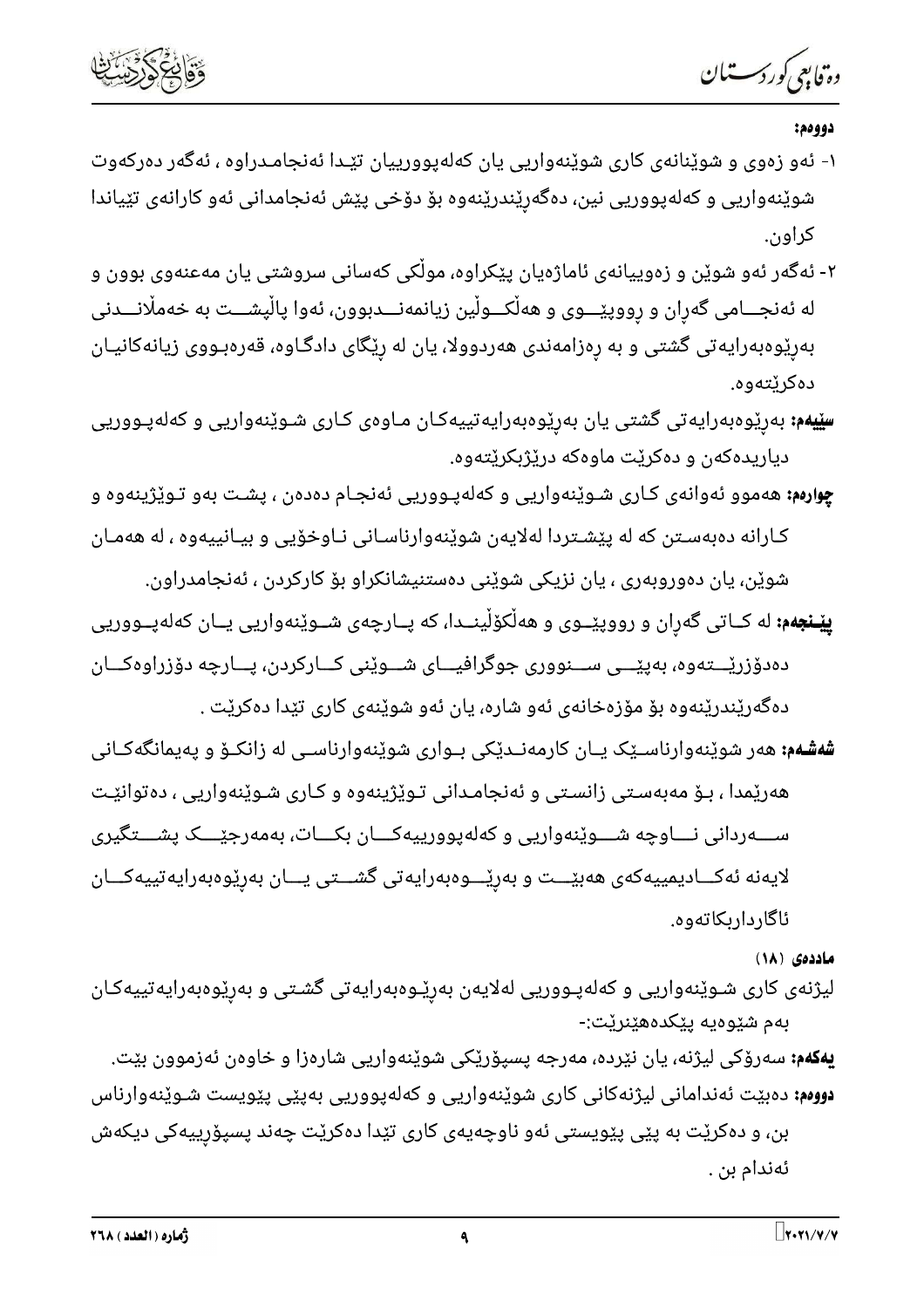**دووەم:**

١- ئەو زەوی و شوێنانەی کاری شوێنەواریی یان کەلەپووریبیان تێدا ئەنجامدراوە ، ئەگەر دەرکەوت شوێنەواریی و کەلەپووریی نین، دەگەڕێندرێنەوە بۆ دۆخی پێش ئەنجامدانی ئەو کارانەی تێیاندا کراون.

٢- ئەگەر ئەو شوێن و زەوییانەی ئاماژەیان پێکراوە، موڵکی کەسانی سروشتی یان مەعنەوی بوون و لە ئەنجامی گەڕان و ڕووپێوی و هەڵکۆڵین زیانمەندبوون، ئەوا پاڵپشت بە خەمڵاندنی بەڕێوەبەرایەتی گشتی و بە ڕەزامەندی هەردوولا، یان لە ڕێگای دادگاوە، قەرەبووی زیانەکانیان دەکرێتەوە.

**سێیەم:** بەڕێوەبەرایەتی گشتی یان بەڕێوەبەرایەتییەکان ماوەی کاری شوێنەواریی و کەلەپووریی دیاریدەکەن و دەکرێت ماوەکە درێژبکرێتەوە.

**چوارەم:** هەموو ئەوانەی کاری شوێنەواریی و کەلەپووریی ئەنجام دەدەن ، پشت بەو توێژینەوە و کارانە دەبەستن کە لە پێشتردا لەلایەن شوێنەوارناسانی ناوخۆیی و بیانییەوە ، لە هەمان شوێن، یان دەوروبەری ، یان نزیکی شوێنی دەستنیشانکراو بۆ کارکردن ، ئەنجامدراون.

**پێنجەم:** لە کاتی گەڕان و ڕووپێوی و هەڵکۆڵیندا، کە پارچەی شوێنەواریی یان کەلەپووریی دەدۆزرێتەوە، بەپێی سنووری جوگرافیای شوێنی کارکردن، پارچە دۆزراوەکان دەگەڕێندرێنەوە بۆ مۆزەخانەی ئەو شارە، یان ئەو شوێنەی کاری تێدا دەکرێت .

**شەشەم:** هەر شوێنەوارناسێک یان کارمەندێکی بواری شوێنەوارناسی لە زانکۆ و پەیمانگەکانی هەرێمدا ، بۆ مەبەستی زانستی و ئەنجامدانی توێژینەوە و کاری شوێنەواریی ، دەتوانێت سەردانی ناوچە شوێنەواریی و کەلەپوورییەکان بکات، بەمەرجێک پشتگیری لایەنە ئەکادیمییەکەی هەبێت و بەڕێوەبەرایەتی گشتی یان بەڕێوەبەرایەتییەکان ئاگاداربکاتەوە.

**ماددەی (١٨)**

لیژنەی کاری شوێنەواریی و کەلەپووریی لەلایەن بەڕێوەبەرایەتی گشتی و بەڕێوەبەرایەتییەکان بەم شێوەیە پێکدەهێنرێت:-

**یەکەم:** سەرۆکی لیژنە، یان نێردە، مەرجە پسپۆڕێکی شوێنەواریی شارەزا و خاوەن ئەزموون بێت.

**دووەم:** دەبێت ئەندامانی لیژنەکانی کاری شوێنەواریی و کەلەپووریی بەپێی پێویست شوێنەوارناس بن، و دەکرێت بە پێی پێویستی ئەو ناوچەیەی کاری تێدا دەکرێت چەند پسپۆڕییەکی دیکەش ئەندام بن .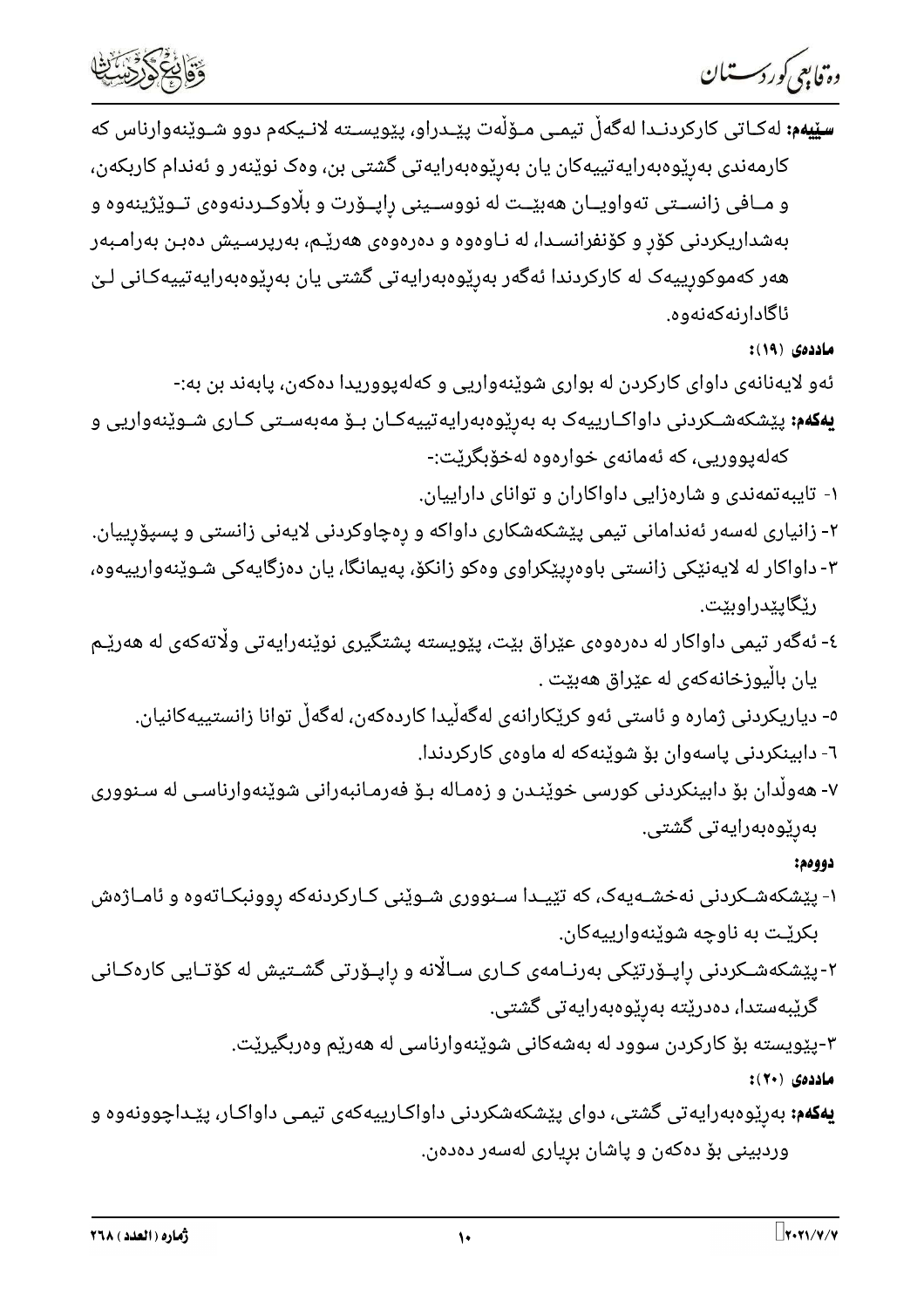**سێیەم:** لەکاتی کارکردندا لەگەڵ تیمی مۆڵەت پێدراو، پێویستە لانیکەم دوو شوێنەوارناس کە کارمەندی بەڕێوەبەرایەتییەکان یان بەڕێوەبەرایەتی گشتی بن، وەک نوێنەر و ئەندام کاربکەن، و مافی زانستی تەواویان هەبێت لە نووسینی ڕاپۆرت و بڵاوکردنەوەی توێژینەوە و بەشداریکردنی کۆڕ و کۆنفرانسدا، لە ناوەوە و دەرەوەی هەرێم، بەرپرسیش دەبن بەرامبەر هەر کەموکوڕییەک لە کارکردندا ئەگەر بەڕێوەبەرایەتی گشتی یان بەڕێوەبەرایەتییەکانی لێ ئاگادارنەکەنەوە.

**ماددەی (١٩):**

ئەو لایەنانەی داوای کارکردن لە بواری شوێنەواریی و کەلەپووریدا دەکەن، پابەند بن بە:-

**یەکەم:** پێشکەشکردنی داواکارییەک بە بەڕێوەبەرایەتییەکان بۆ مەبەستی کاری شوێنەواریی و کەلەپووریی، کە ئەمانەی خوارەوە لەخۆبگرێت:-

١- تایبەتمەندی و شارەزایی داواکاران و توانای داراییان.

٢- زانیاری لەسەر ئەندامانی تیمی پێشکەشکاری داواکە و ڕەچاوکردنی لایەنی زانستی و پسپۆڕییان.

٣- داواکار لە لایەنێکی زانستی باوەڕپێکراوی وەکو زانکۆ، پەیمانگا، یان دەزگایەکی شوێنەوارییەوە، ڕێگاپێدراوبێت.

٤- ئەگەر تیمی داواکار لە دەرەوەی عێراق بێت، پێویستە پشتگیری نوێنەرایەتی وڵاتەکەی لە هەرێم یان باڵیوزخانەکەی لە عێراق هەبێت .

٥- دیاریکردنی ژمارە و ئاستی ئەو کرێکارانەی لەگەڵیدا کاردەکەن، لەگەڵ توانا زانستییەکانیان.

٦- دابینکردنی پاسەوان بۆ شوێنەکە لە ماوەی کارکردندا.

٧- هەوڵدان بۆ دابینکردنی کورسی خوێندن و زەمالە بۆ فەرمانبەرانی شوێنەوارناسی لە سنووری بەڕێوەبەرایەتی گشتی.

**دووەم:**

١- پێشکەشکردنی نەخشەیەک، کە تێیدا سنووری شوێنی کارکردنەکە ڕوونبکاتەوە و ئاماژەش بکرێت بە ناوچە شوێنەوارییەکان.

٢-پێشکەشکردنی ڕاپۆرتێکی بەرنامەی کاری ساڵانە و ڕاپۆرتی گشتیش لە کۆتایی کارەکانی گرێبەستدا، دەدرێتە بەڕێوەبەرایەتی گشتی.

٣-پێویستە بۆ کارکردن سوود لە بەشەکانی شوێنەوارناسی لە هەرێم وەربگیرێت.

**ماددەی (٢٠):**

**یەکەم:** بەڕێوەبەرایەتی گشتی، دوای پێشکەشکردنی داواکارییەکەی تیمی داواکار، پێداچوونەوە و وردبینی بۆ دەکەن و پاشان بڕیاری لەسەر دەدەن.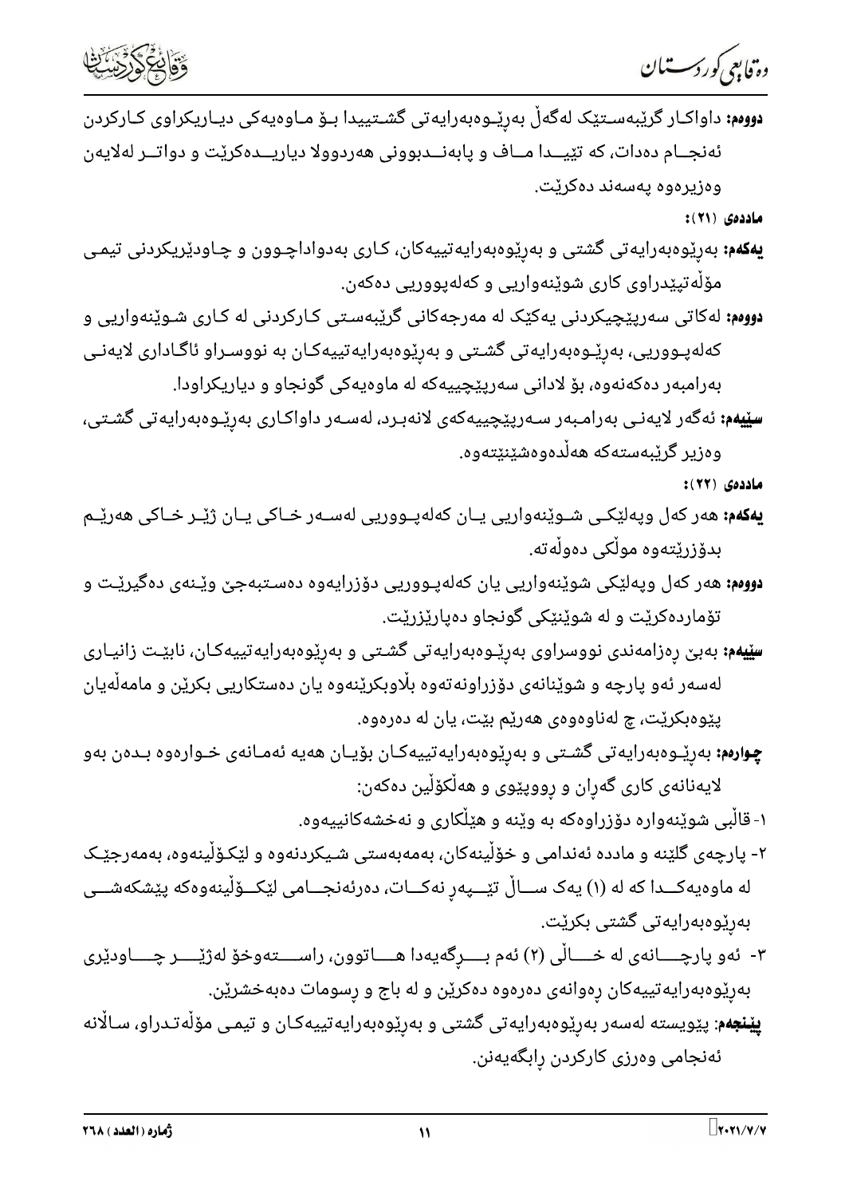**دووەم:** داواکار گرێبەستێک لەگەڵ بەڕێوەبەرایەتی گشتییدا بۆ ماوەیەکی دیاریکراوی کارکردن ئەنجام دەدات، کە تێیدا ماف و پابەندبوونی هەردوولا دیاریدەکرێت و دواتر لەلایەن وەزیرەوە پەسەند دەکرێت.

**ماددەی (٢١):**

**یەکەم:** بەڕێوەبەرایەتی گشتی و بەڕێوەبەرایەتییەکان، کاری بەدواداچوون و چاودێریکردنی تیمی مۆڵەتپێدراوی کاری شوێنەواریی و کەلەپووریی دەکەن.

**دووەم:** لەکاتی سەرپێچیکردنی یەکێک لە مەرجەکانی گرێبەستی کارکردنی لە کاری شوێنەواریی و کەلەپووریی، بەڕێوەبەرایەتی گشتی و بەڕێوەبەرایەتییەکان بە نووسراو ئاگاداری لایەنی بەرامبەر دەکەنەوە، بۆ لادانی سەرپێچییەکە لە ماوەیەکی گونجاو و دیاریکراودا.

**سێیەم:** ئەگەر لایەنی بەرامبەر سەرپێچییەکەی لانەبرد، لەسەر داواکاری بەڕێوەبەرایەتی گشتی، وەزیر گرێبەستەکە هەڵدەوەشێنێتەوە.

**ماددەی (٢٢):**

**یەکەم:** هەر کەل وپەلێکی شوێنەواریی یان کەلەپووریی لەسەر خاکی یان ژێر خاکی هەرێم بدۆزرێتەوە موڵکی دەوڵەتە.

**دووەم:** هەر کەل وپەلێکی شوێنەواریی یان کەلەپووریی دۆزرایەوە دەستبەجێ وێنەی دەگیرێت و تۆماردەکرێت و لە شوێنێکی گونجاو دەپارێزرێت.

**سێیەم:** بەبێ ڕەزامەندی نووسراوی بەڕێوەبەرایەتی گشتی و بەڕێوەبەرایەتییەکان، نابێت زانیاری لەسەر ئەو پارچە و شوێنانەی دۆزراونەتەوە بڵاوبکرێنەوە یان دەستکاریی بکرێن و مامەڵەیان پێوەبکرێت، چ لەناوەوەی هەرێم بێت، یان لە دەرەوە.

**چوارەم:** بەڕێوەبەرایەتی گشتی و بەڕێوەبەرایەتییەکان بۆیان هەیە ئەمانەی خوارەوە بدەن بەو لایەنانەی کاری گەڕان و ڕووپێوی و هەڵکۆڵین دەکەن:

١- قاڵبی شوێنەواره دۆزراوەکە بە وێنە و هێڵکاری و نەخشەکانییەوە.

٢- پارچەی گڵێنە و ماددە ئەندامی و خۆڵێنەکان، بەمەبەستی شیکردنەوە و لێکۆڵینەوە، بەمەرجێک لە ماوەیەکدا کە لە (١) یەک ساڵ تێپەڕ نەکات، دەرئەنجامی لێکۆڵینەوەکە پێشکەشی بەڕێوەبەرایەتی گشتی بکرێت.

٣- ئەو پارچانەی لە خاڵی (٢) ئەم بڕگەیەدا هاتوون، ڕاستەوخۆ لەژێر چاودێری بەڕێوەبەرایەتییەکان ڕەوانەی دەرەوە دەکرێن و لە باج و ڕسومات دەبەخشرێن.

**پێنجەم:** پێویستە لەسەر بەڕێوەبەرایەتی گشتی و بەڕێوەبەرایەتییەکان و تیمی مۆڵەتدراو، ساڵانە ئەنجامی وەرزی کارکردن ڕابگەیەنن.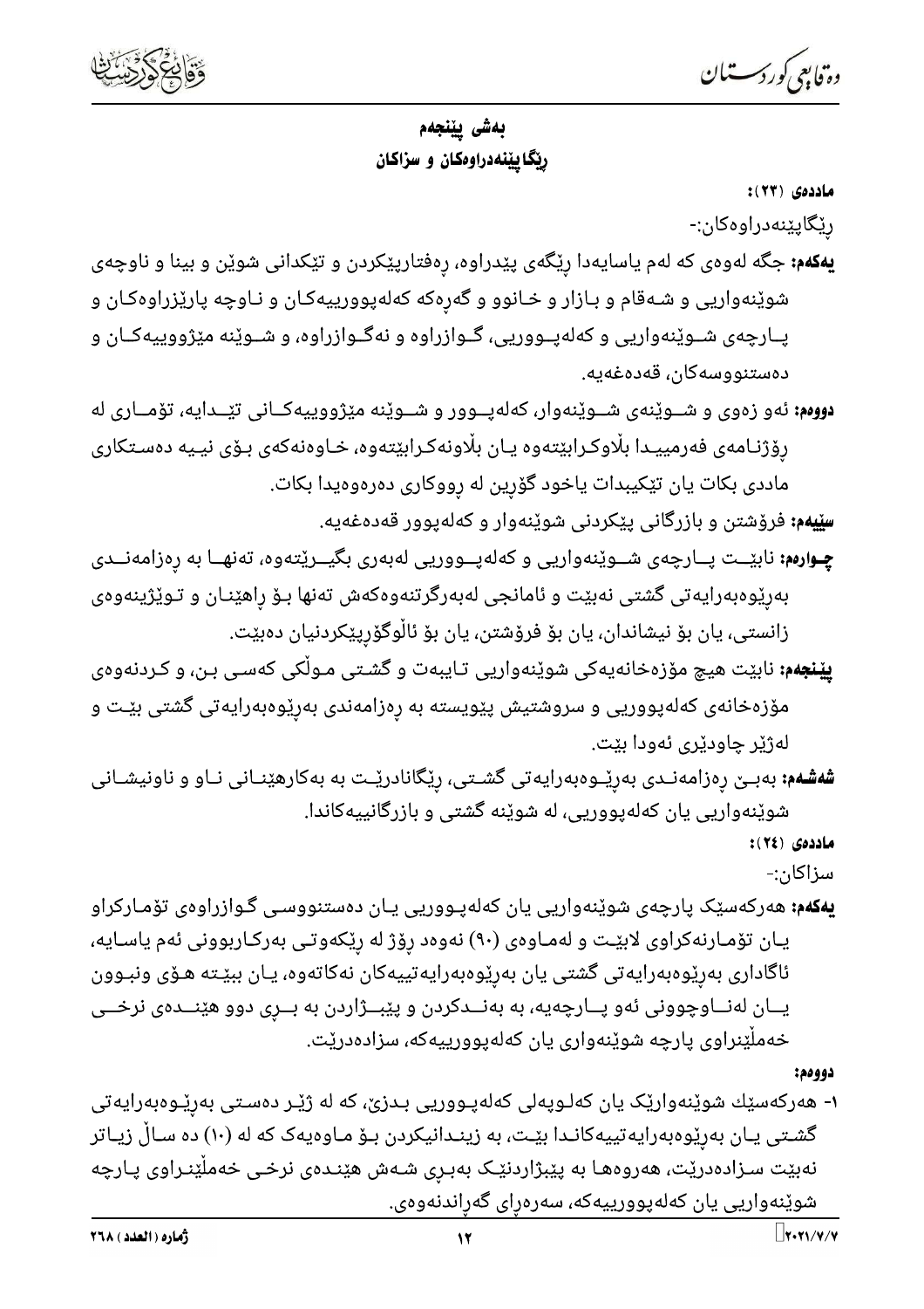## بەشی پێنجەم
## ڕێگاپێنەدراوەکان و سزاکان

**ماددەی (٢٣):**

ڕێگاپێنەدراوەکان:-

**یەکەم:** جگە لەوەی کە لەم یاسایەدا ڕێگەی پێدراوە، ڕەفتارپێکردن و تێکدانی شوێن و بینا و ناوچەی شوێنەواریی و شەقام و بازار و خانوو و گەڕەکە کەلەپوورییەکان و ناوچە پارێزراوەکان و پارچەی شوێنەواریی و کەلەپووریی، گوازراوە و نەگوازراوە، و شوێنە مێژووییەکان و دەستنووسەکان، قەدەغەیە.

**دووەم:** ئەو زەوی و شوێنەی شوێنەوار، کەلەپوور و شوێنە مێژووییەکانی تێدایە، تۆماری لە ڕۆژنامەی فەرمییدا بڵاوکرابێتەوە یان بڵاونەکرابێتەوە، خاوەنەکەی بۆی نییە دەستکاری ماددی بکات یان تێکیبدات یاخود گۆڕین لە ڕووکاری دەرەوەیدا بکات.

**سێیەم:** فرۆشتن و بازرگانی پێکردنی شوێنەوار و کەلەپوور قەدەغەیە.

**چوارەم:** نابێت پارچەی شوێنەواریی و کەلەپووریی لەبەری بگیرێتەوە، تەنها بە ڕەزامەندی بەڕێوەبەرایەتی گشتی نەبێت و ئامانجی لەبەرگرتنەوەکەش تەنها بۆ ڕاهێنان و توێژینەوەی زانستی، یان بۆ نیشاندان، یان بۆ فرۆشتن، یان بۆ ئاڵوگۆڕپێکردنیان دەبێت.

**پێنجەم:** نابێت هیچ مۆزەخانەیەکی شوێنەواریی تایبەت و گشتی موڵکی کەسی بن، و کردنەوەی مۆزەخانەی کەلەپووریی و سروشتیش پێویستە بە ڕەزامەندی بەڕێوەبەرایەتی گشتی بێت و لەژێر چاودێری ئەودا بێت.

**شەشەم:** بەبێ ڕەزامەندی بەڕێوەبەرایەتی گشتی، ڕێگانادرێت بە بەکارهێنانی ناو و ناونیشانی شوێنەواریی یان کەلەپووریی، لە شوێنە گشتی و بازرگانییەکاندا.

**ماددەی (٢٤):**

سزاکان:-

**یەکەم:** هەرکەسێک پارچەی شوێنەواریی یان کەلەپووریی یان دەستنووسی گوازراوەی تۆمارکراو یان تۆمارنەکراوی لابێت و لەماوەی (٩٠) نەوەد ڕۆژ لە ڕێکەوتی بەرکاربوونی ئەم یاسایە، ئاگاداری بەڕێوەبەرایەتی گشتی یان بەڕێوەبەرایەتییەکان نەکاتەوە، یان ببێتە هۆی ونبوون یان لەناوچوونی ئەو پارچەیە، بە بەندکردن و پێبژاردن بە بڕی دوو هێندەی نرخی خەمڵێنراوی پارچە شوێنەواری یان کەلەپوورییەکە، سزادەدرێت.

**دووەم:**

١- هەرکەسێك شوێنەوارێک یان کەلوپەلی کەلەپووریی بدزێ، کە لە ژێر دەستی بەڕێوەبەرایەتی گشتی یان بەڕێوەبەرایەتییەکاندا بێت، بە زیندانیکردن بۆ ماوەیەک کە لە (١٠) دە ساڵ زیاتر نەبێت سزادەدرێت، هەروەها بە پێبژاردنێک بەبڕی شەش هێندەی نرخی خەمڵێنراوی پارچە شوێنەواریی یان کەلەپوورییەکە، سەرەڕای گەڕاندنەوەی.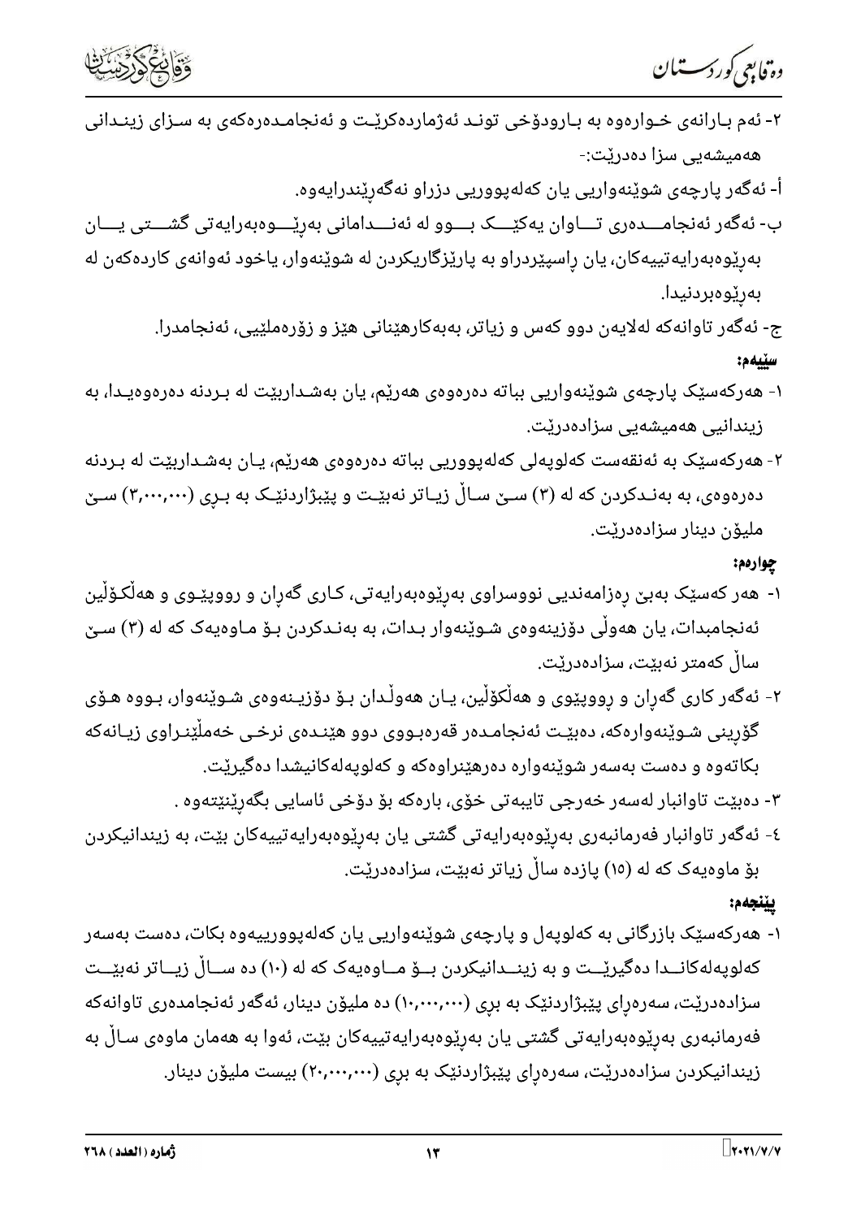٢- ئەم بارانەی خوارەوە بە بارودۆخی توند ئەژماردەکرێت و ئەنجامدەرەکەی بە سزای زیندانی هەمیشەیی سزا دەدرێت:-

أ- ئەگەر پارچەی شوێنەواریی یان کەلەپووریی دزراو نەگەڕێندرابێتەوە.

ب- ئەگەر ئەنجامدەری تاوان یەکێک بوو لە ئەندامانی بەڕێوەبەرایەتی گشتی یان بەڕێوەبەرایەتییەکان، یان ڕاسپێردراو بە پارێزگاریکردن لە شوێنەوار، یاخود ئەوانەی کاردەکەن لە بەڕێوەبردنیدا.

ج- ئەگەر تاوانەکە لەلایەن دوو کەس و زیاتر، بەبەکارهێنانی هێز و زۆرەملێیی، ئەنجامدرا.

**سێیەم:**

١- هەرکەسێک پارچەی شوێنەواریی بباتە دەرەوەی هەرێم، یان بەشداربێت لە بردنە دەرەوەیدا، بە زیندانیی هەمیشەیی سزادەدرێت.

٢- هەرکەسێک بە ئەنقەست کەلوپەلی کەلەپووریی بباتە دەرەوەی هەرێم، یان بەشداربێت لە بردنە دەرەوەی، بە بەندکردن کە لە (٣) سێ ساڵ زیاتر نەبێت و پێبژاردنێک بە بڕی (٣،٠٠٠،٠٠٠) سێ ملیۆن دینار سزادەدرێت.

**چوارەم:**

١- هەر کەسێک بەبێ ڕەزامەندیی نووسراوی بەڕێوەبەرایەتی، کاری گەڕان و رووپێوی و هەڵکۆڵین ئەنجامبدات، یان هەوڵی دۆزینەوەی شوێنەوار بدات، بە بەندکردن بۆ ماوەیەک کە لە (٣) سێ ساڵ کەمتر نەبێت، سزادەدرێت.

٢- ئەگەر کاری گەڕان و رووپێوی و هەڵکۆڵین، یان هەوڵدان بۆ دۆزینەوەی شوێنەوار، بووە هۆی گۆڕینی شوێنەوارەکە، دەبێت ئەنجامدەر قەرەبووی دوو هێندەی نرخی خەمڵێنراوی زیانەکە بکاتەوە و دەست بەسەر شوێنەوارە دەرهێنراوەکە و کەلوپەلەکانیشدا دەگیرێت.

٣- دەبێت تاوانبار لەسەر خەرجی تایبەتی خۆی، بارەکە بۆ دۆخی ئاسایی بگەڕێنێتەوە .

٤- ئەگەر تاوانبار فەرمانبەری بەڕێوەبەرایەتی گشتی یان بەڕێوەبەرایەتییەکان بێت، بە زیندانیکردن بۆ ماوەیەک کە لە (١٥) پازدە ساڵ زیاتر نەبێت، سزادەدرێت.

**پێنجەم:**

١- هەرکەسێک بازرگانی بە کەلوپەل و پارچەی شوێنەواریی یان کەلەپوورییەوە بکات، دەست بەسەر کەلوپەلەکاندا دەگیرێت و بە زیندانیکردن بۆ ماوەیەک کە لە (١٠) دە ساڵ زیاتر نەبێت سزادەدرێت، سەرەڕای پێبژاردنێک بە بڕی (١٠،٠٠٠،٠٠٠) دە ملیۆن دینار، ئەگەر ئەنجامدەری تاوانەکە فەرمانبەری بەڕێوەبەرایەتی گشتی یان بەڕێوەبەرایەتییەکان بێت، ئەوا بە هەمان ماوەی ساڵ بە زیندانیکردن سزادەدرێت، سەرەڕای پێبژاردنێک بە بڕی (٢٠،٠٠٠،٠٠٠) بیست ملیۆن دینار.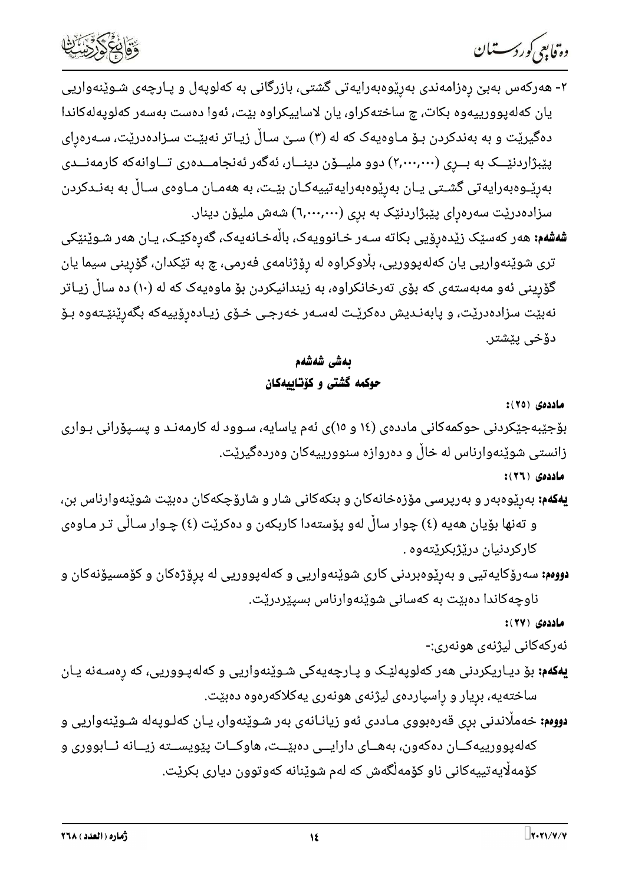٢- هەرکەس بەبێ ڕەزامەندی بەڕێوەبەرایەتی گشتی، بازرگانی بە کەلوپەل و پارچەی شوێنەواریی یان کەلەپوورییەوە بکات، چ ساختەکراو، یان لاساییکراوە بێت، ئەوا دەست بەسەر کەلوپەلەکاندا دەگیرێت و بە بەندکردن بۆ ماوەیەک کە لە (٣) سێ ساڵ زیاتر نەبێت سزادەدرێت، سەرەڕای پێبژاردنێک بە بڕی (٢،٠٠٠،٠٠٠) دوو ملیۆن دینار، ئەگەر ئەنجامدەری تاوانەکە کارمەندی بەڕێوەبەرایەتی گشتی یان بەڕێوەبەرایەتییەکان بێت، بە هەمان ماوەی ساڵ بە بەندکردن سزادەدرێت سەرەڕای پێبژاردنێک بە بڕی (٦،٠٠٠،٠٠٠) شەش ملیۆن دینار.

**شەشەم:** هەر کەسێک زێدەڕۆیی بکاتە سەر خانوویەک، باڵەخانەیەک، گەڕەکێک، یان هەر شوێنێکی تری شوێنەواریی یان کەلەپووریی، بڵاوکراوە لە ڕۆژنامەی فەرمی، چ بە تێکدان، گۆڕینی سیما یان گۆڕینی ئەو مەبەستەی کە بۆی تەرخانکراوە، بە زیندانیکردن بۆ ماوەیەک کە لە (١٠) دە ساڵ زیاتر نەبێت سزادەدرێت، و پابەندیش دەکرێت لەسەر خەرجی خۆی زیادەڕۆییەکە بگەڕێنێتەوە بۆ دۆخی پێشتر.

## بەشی شەشەم
## حوکمە گشتی و کۆتاییەکان

**ماددەی (٢٥):**

بۆجێبەجێکردنی حوکمەکانی ماددەی (١٤ و ١٥)ی ئەم یاسایە، سوود لە کارمەند و پسپۆڕانی بواری زانستی شوێنەوارناس لە خاڵ و دەروازە سنوورییەکان وەردەگیرێت.

**ماددەی (٢٦):**

**یەکەم:** بەڕێوەبەر و بەرپرسی مۆزەخانەکان و بنکەکانی شار و شارۆچکەکان دەبێت شوێنەوارناس بن، و تەنها بۆیان هەیە (٤) چوار ساڵ لەو پۆستەدا کاربکەن و دەکرێت (٤) چوار ساڵی تر ماوەی کارکردنیان درێژبکرێتەوە .

**دووەم:** سەرۆکایەتیی و بەڕێوەبردنی کاری شوێنەواریی و کەلەپووریی لە پرۆژەکان و کۆمسیۆنەکان و ناوچەکاندا دەبێت بە کەسانی شوێنەوارناس بسپێردرێت.

**ماددەی (٢٧):**

ئەرکەکانی لیژنەی هونەری:-

**یەکەم:** بۆ دیاریکردنی هەر کەلوپەلێک و پارچەیەکی شوێنەواریی و کەلەپووریی، کە ڕەسەنە یان ساختەیە، بڕیار و ڕاسپاردەی لیژنەی هونەری یەکلاکەرەوە دەبێت.

**دووەم:** خەمڵاندنی بڕی قەرەبووی ماددی ئەو زیانانەی بەر شوێنەوار، یان کەلوپەلە شوێنەواریی و کەلەپوورییەکان دەکەون، بەهای دارایی دەبێت، هاوکات پێویستە زیانە ئابووری و کۆمەڵایەتییەکانی ناو کۆمەڵگەش کە لەم شوێنانە کەوتوون دیاری بکرێت.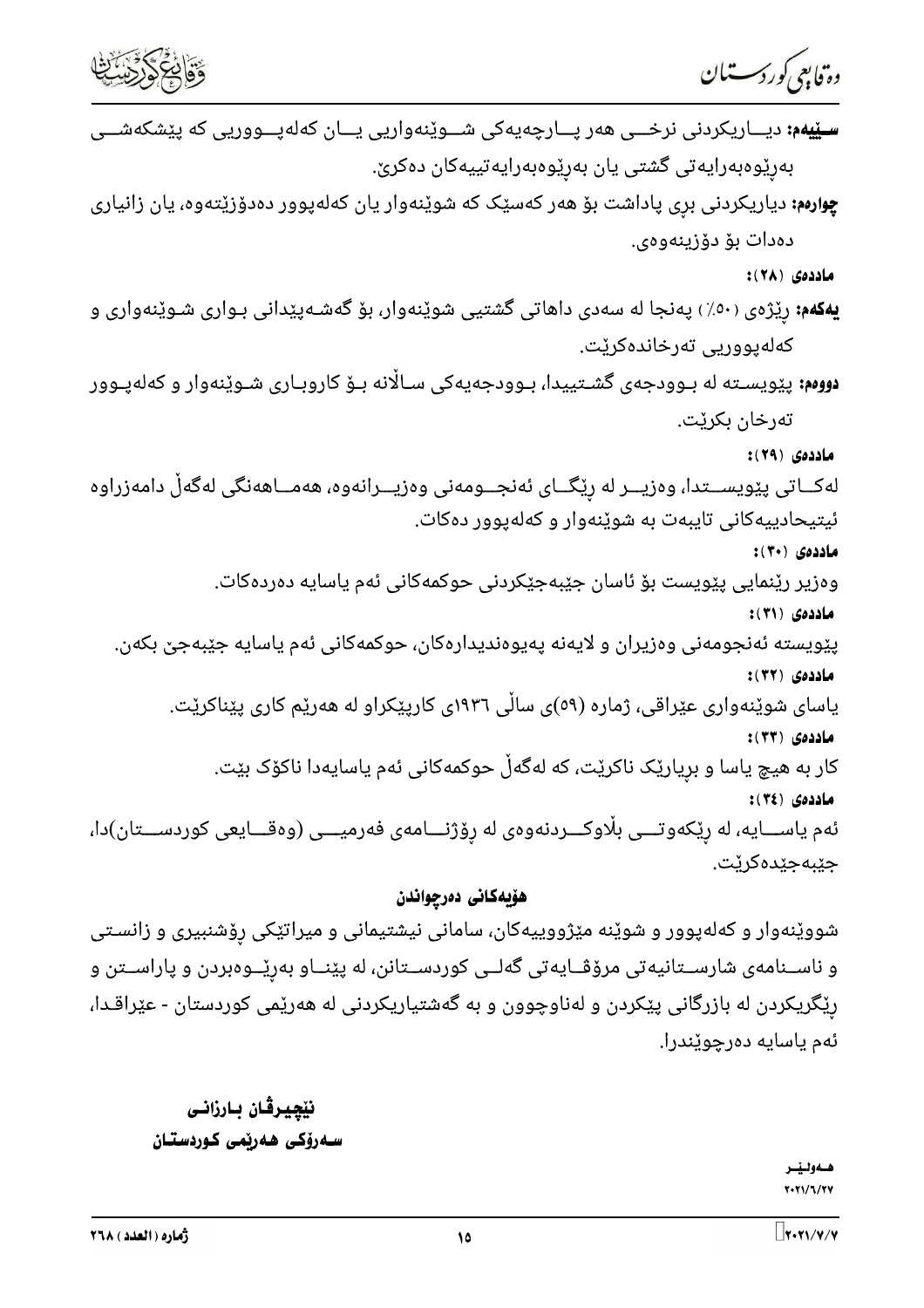**سێیەم:** دیاریکردنی نرخی هەر پارچەیەکی شوێنەواریی یان کەلەپووریی کە پێشکەشی بەڕێوەبەرایەتی گشتی یان بەڕێوەبەرایەتییەکان دەکرێ.

**چوارەم:** دیاریکردنی بڕی پاداشت بۆ هەر کەسێک کە شوێنەوار یان کەلەپوور دەدۆزێتەوە، یان زانیاری دەدات بۆ دۆزینەوەی.

**ماددەی (٢٨):**

**یەکەم:** ڕێژەی (٥٠٪) پەنجا لە سەدی داهاتی گشتیی شوێنەوار، بۆ گەشەپێدانی بواری شوێنەواری و کەلەپووریی تەرخاندەکرێت.

**دووەم:** پێویستە لە بوودجەی گشتییدا، بوودجەیەکی ساڵانە بۆ کاروباری شوێنەوار و کەلەپوور تەرخان بکرێت.

**ماددەی (٢٩):**

لەکاتی پێویستدا، وەزیر لە ڕێگای ئەنجومەنی وەزیرانەوە، هەماهەنگی لەگەڵ دامەزراوە ئیتیحادییەکانی تایبەت بە شوێنەوار و کەلەپوور دەکات.

**ماددەی (٣٠):**

وەزیر ڕێنمایی پێویست بۆ ئاسان جێبەجێکردنی حوکمەکانی ئەم یاسایە دەردەکات.

**ماددەی (٣١):**

پێویستە ئەنجومەنی وەزیران و لایەنە پەیوەندیدارەکان، حوکمەکانی ئەم یاسایە جێبەجێ بکەن.

**ماددەی (٣٢):**

یاسای شوێنەواری عێراقی، ژمارە (٥٩)ی ساڵی ١٩٣٦ی کارپێکراو لە هەرێم کاری پێناکرێت.

**ماددەی (٣٣):**

کار بە هیچ یاسا و بڕیارێک ناکرێت، کە لەگەڵ حوکمەکانی ئەم یاسایەدا ناکۆک بێت.

**ماددەی (٣٤):**

ئەم یاسایە، لە ڕێکەوتی بڵاوکردنەوەی لە ڕۆژنامەی فەرمیی (وەقایعی کوردستان)دا، جێبەجێدەکرێت.

## هۆیەکانی دەرچواندن

شووێنەوار و کەلەپوور و شوێنە مێژووییەکان، سامانی نیشتیمانی و میراتێکی ڕۆشنبیری و زانستی و ناسنامەی شارستانیەتی مرۆڤایەتی گەلی کوردستانن، لە پێناو بەڕێوەبردن و پاراستن و ڕێگریکردن لە بازرگانی پێکردن و لەناوچوون و بە گەشتیاریکردنی لە هەرێمی کوردستان - عێراقدا، ئەم یاسایە دەرچوێندرا.

**نێچیرڤان بارزانی**
**سەرۆکی هەرێمی کوردستان**

هەولێر
٢٠٢١/٦/٢٧